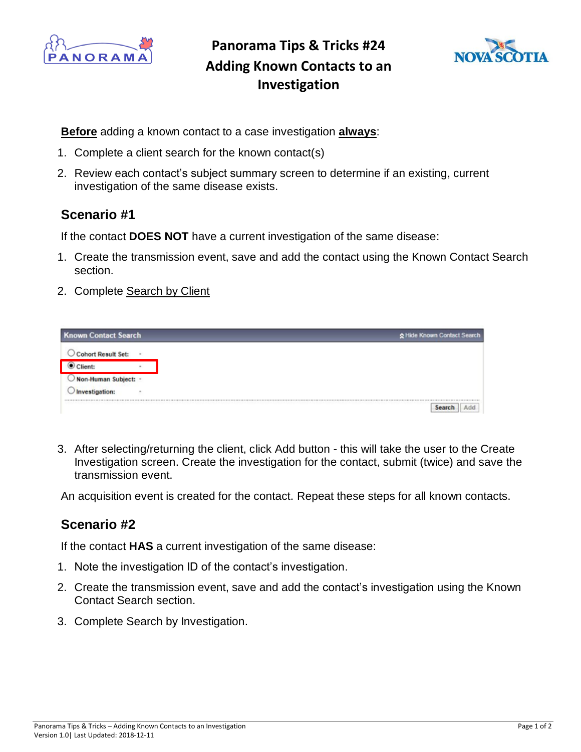# Panorama Tips & Tricks #24 Adding Known Contacts to an Investigation

**Before** adding a known contact to a case investigation **always**:

1. Complete a client search for the known contact(s)
2. Review each contact's subject summary screen to determine if an existing, current investigation of the same disease exists.

## Scenario #1

If the contact **DOES NOT** have a current investigation of the same disease:

1. Create the transmission event, save and add the contact using the Known Contact Search section.
2. Complete Search by Client

3. After selecting/returning the client, click Add button - this will take the user to the Create Investigation screen. Create the investigation for the contact, submit (twice) and save the transmission event.

An acquisition event is created for the contact. Repeat these steps for all known contacts.

## Scenario #2

If the contact **HAS** a current investigation of the same disease:

1. Note the investigation ID of the contact's investigation.
2. Create the transmission event, save and add the contact's investigation using the Known Contact Search section.
3. Complete Search by Investigation.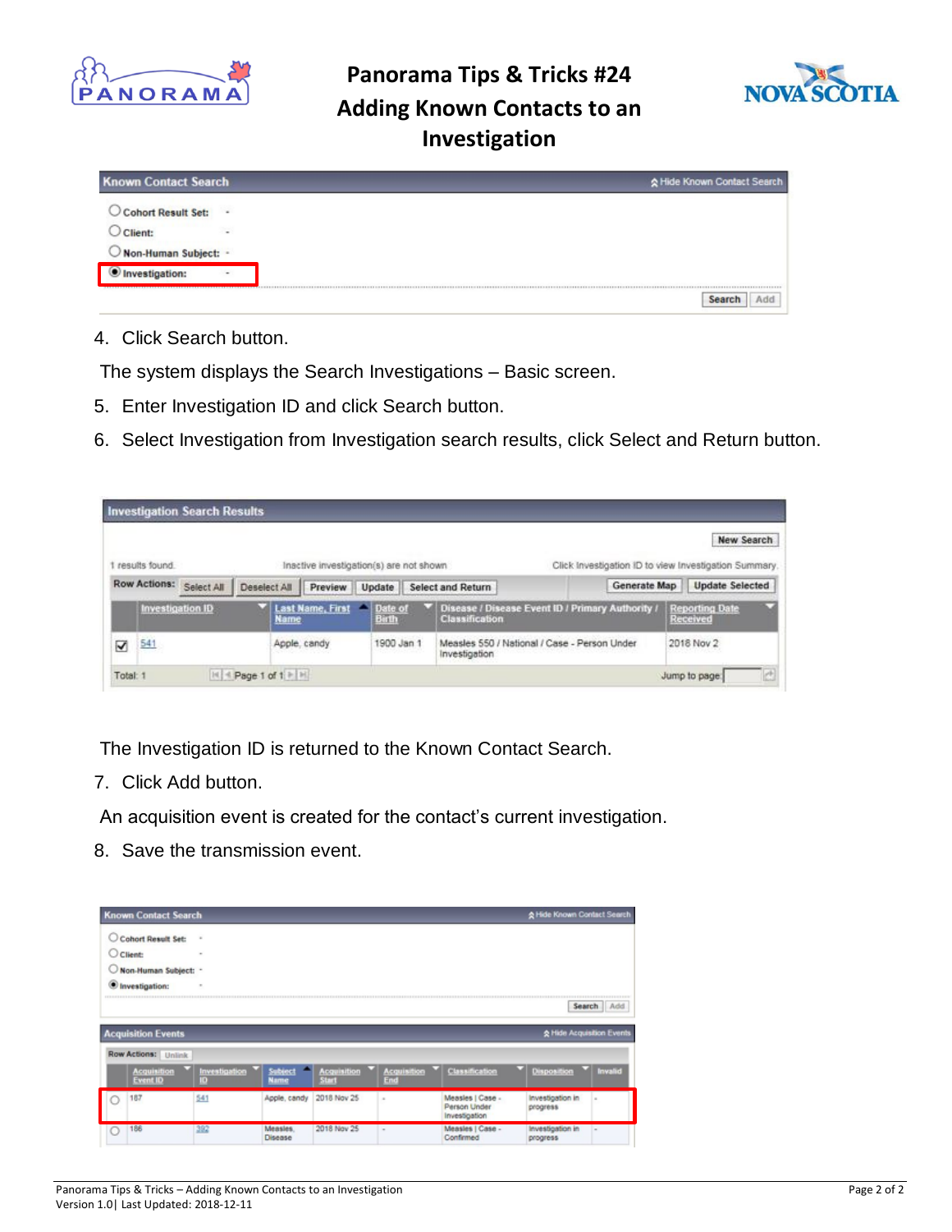# Panorama Tips & Tricks #24 Adding Known Contacts to an Investigation

4. Click Search button.

The system displays the Search Investigations – Basic screen.

5. Enter Investigation ID and click Search button.
6. Select Investigation from Investigation search results, click Select and Return button.

The Investigation ID is returned to the Known Contact Search.

7. Click Add button.

An acquisition event is created for the contact's current investigation.

8. Save the transmission event.